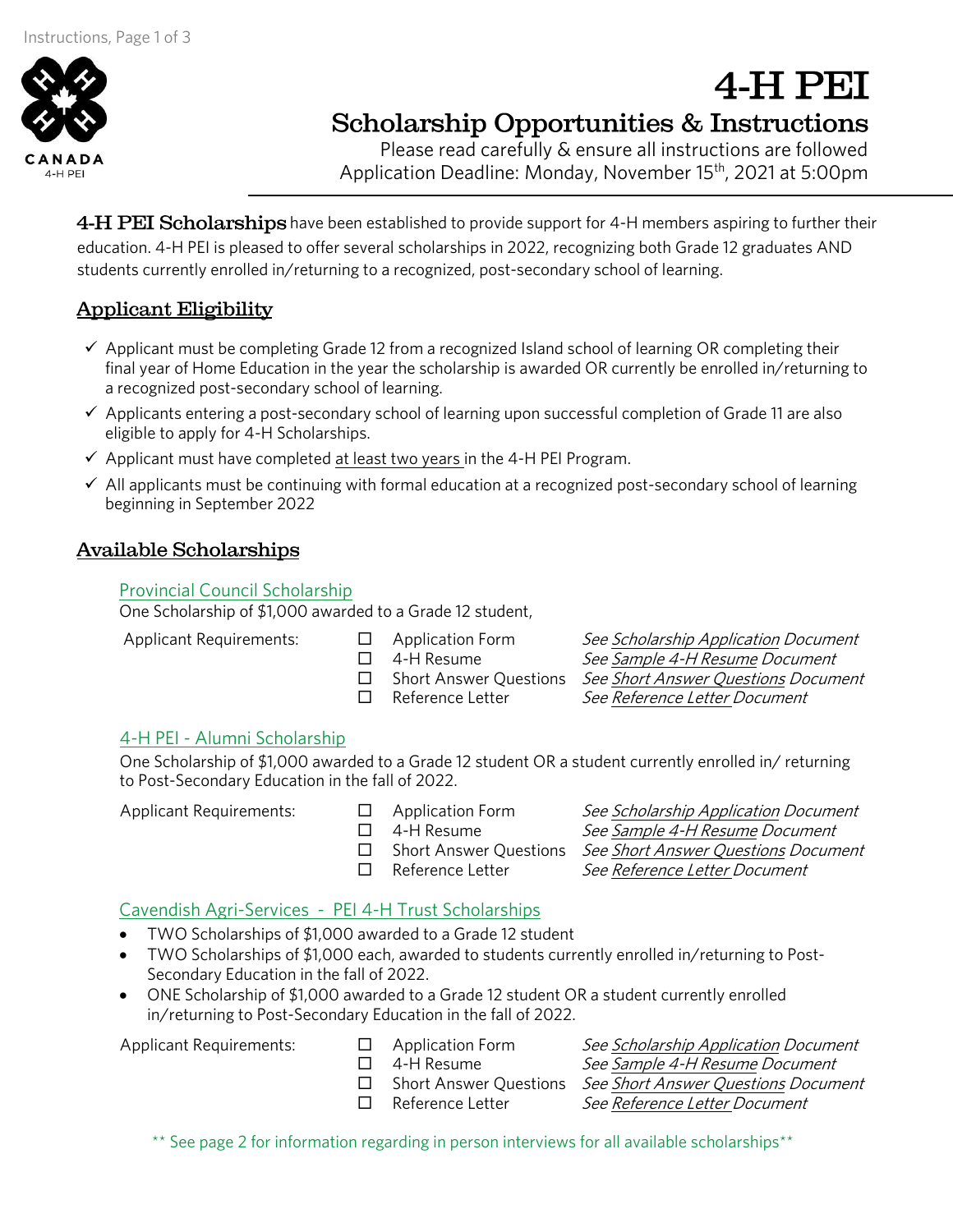# 4-H PEI

## Scholarship Opportunities & Instructions

Please read carefully & ensure all instructions are followed

Application Deadline: Monday, November 15th, 2021 at 5:00pm

**4-H PEI Scholarships** have been established to provide support for 4-H members aspiring to further their education. 4-H PEI is pleased to offer several scholarships in 2022, recognizing both Grade 12 graduates AND students currently enrolled in/returning to a recognized, post-secondary school of learning.

## Applicant Eligibility

- ✓ Applicant must be completing Grade 12 from a recognized Island school of learning OR completing their final year of Home Education in the year the scholarship is awarded OR currently be enrolled in/returning to a recognized post-secondary school of learning.
- ✓ Applicants entering a post-secondary school of learning upon successful completion of Grade 11 are also eligible to apply for 4-H Scholarships.
- ✓ Applicant must have completed at least two years in the 4-H PEI Program.
- ✓ All applicants must be continuing with formal education at a recognized post-secondary school of learning beginning in September 2022

## Available Scholarships

### Provincial Council Scholarship

One Scholarship of $1,000 awarded to a Grade 12 student,

Applicant Requirements:

- ☐ Application Form — *See Scholarship Application Document*
- ☐ 4-H Resume — *See Sample 4-H Resume Document*
- ☐ Short Answer Questions — *See Short Answer Questions Document*
- ☐ Reference Letter — *See Reference Letter Document*

### 4-H PEI - Alumni Scholarship

One Scholarship of $1,000 awarded to a Grade 12 student OR a student currently enrolled in/ returning to Post-Secondary Education in the fall of 2022.

Applicant Requirements:

- ☐ Application Form — *See Scholarship Application Document*
- ☐ 4-H Resume — *See Sample 4-H Resume Document*
- ☐ Short Answer Questions — *See Short Answer Questions Document*
- ☐ Reference Letter — *See Reference Letter Document*

### Cavendish Agri-Services - PEI 4-H Trust Scholarships

- TWO Scholarships of $1,000 awarded to a Grade 12 student
- TWO Scholarships of $1,000 each, awarded to students currently enrolled in/returning to Post-Secondary Education in the fall of 2022.
- ONE Scholarship of $1,000 awarded to a Grade 12 student OR a student currently enrolled in/returning to Post-Secondary Education in the fall of 2022.

Applicant Requirements:

- ☐ Application Form — *See Scholarship Application Document*
- ☐ 4-H Resume — *See Sample 4-H Resume Document*
- ☐ Short Answer Questions — *See Short Answer Questions Document*
- ☐ Reference Letter — *See Reference Letter Document*

** See page 2 for information regarding in person interviews for all available scholarships**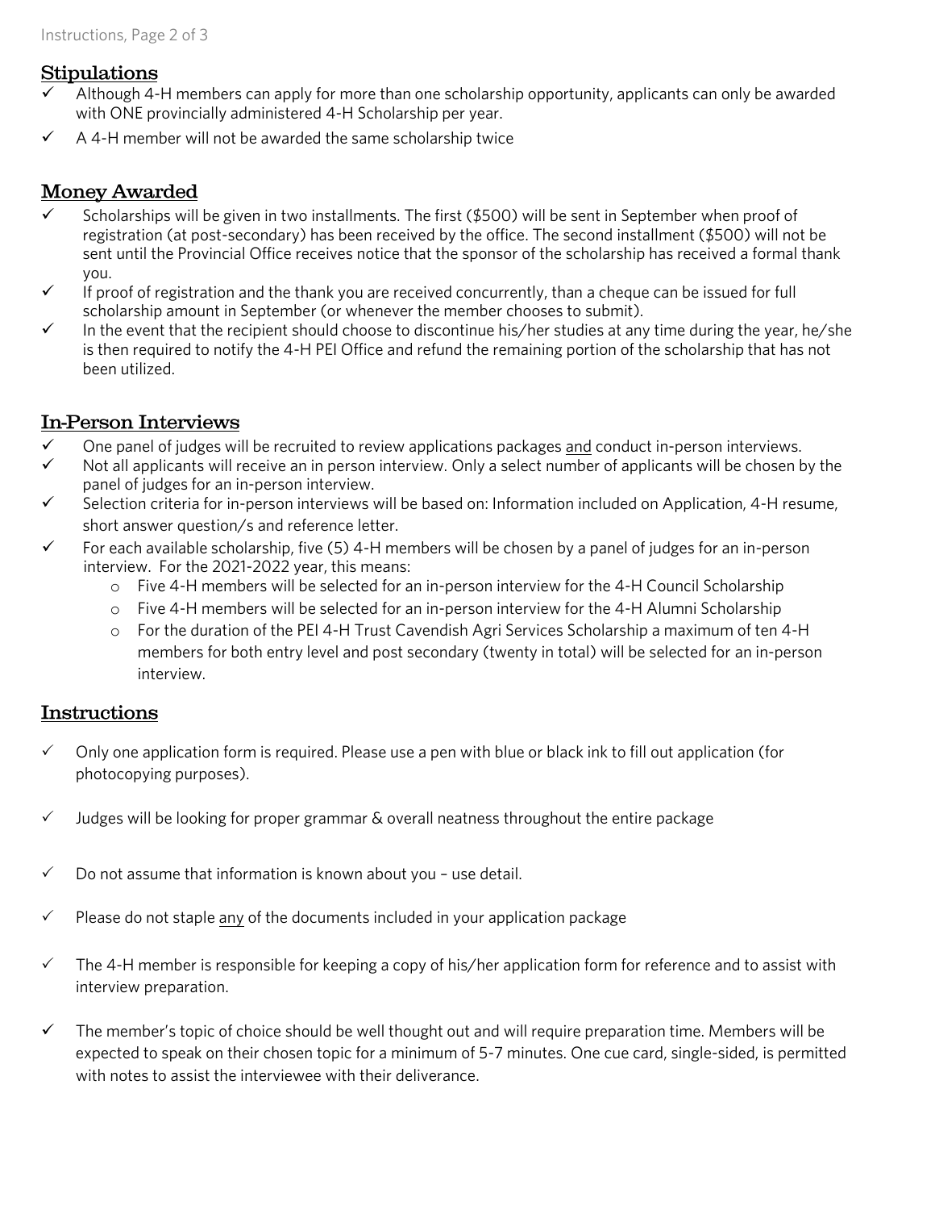## Stipulations

- ✓ Although 4-H members can apply for more than one scholarship opportunity, applicants can only be awarded with ONE provincially administered 4-H Scholarship per year.
- ✓ A 4-H member will not be awarded the same scholarship twice

## Money Awarded

- ✓ Scholarships will be given in two installments. The first ($500) will be sent in September when proof of registration (at post-secondary) has been received by the office. The second installment ($500) will not be sent until the Provincial Office receives notice that the sponsor of the scholarship has received a formal thank you.
- ✓ If proof of registration and the thank you are received concurrently, than a cheque can be issued for full scholarship amount in September (or whenever the member chooses to submit).
- ✓ In the event that the recipient should choose to discontinue his/her studies at any time during the year, he/she is then required to notify the 4-H PEI Office and refund the remaining portion of the scholarship that has not been utilized.

## In-Person Interviews

- ✓ One panel of judges will be recruited to review applications packages <u>and</u> conduct in-person interviews.
- ✓ Not all applicants will receive an in person interview. Only a select number of applicants will be chosen by the panel of judges for an in-person interview.
- ✓ Selection criteria for in-person interviews will be based on: Information included on Application, 4-H resume, short answer question/s and reference letter.
- ✓ For each available scholarship, five (5) 4-H members will be chosen by a panel of judges for an in-person interview. For the 2021-2022 year, this means:
  - Five 4-H members will be selected for an in-person interview for the 4-H Council Scholarship
  - Five 4-H members will be selected for an in-person interview for the 4-H Alumni Scholarship
  - For the duration of the PEI 4-H Trust Cavendish Agri Services Scholarship a maximum of ten 4-H members for both entry level and post secondary (twenty in total) will be selected for an in-person interview.

## Instructions

- ✓ Only one application form is required. Please use a pen with blue or black ink to fill out application (for photocopying purposes).
- ✓ Judges will be looking for proper grammar & overall neatness throughout the entire package
- ✓ Do not assume that information is known about you – use detail.
- ✓ Please do not staple <u>any</u> of the documents included in your application package
- ✓ The 4-H member is responsible for keeping a copy of his/her application form for reference and to assist with interview preparation.
- ✓ The member's topic of choice should be well thought out and will require preparation time. Members will be expected to speak on their chosen topic for a minimum of 5-7 minutes. One cue card, single-sided, is permitted with notes to assist the interviewee with their deliverance.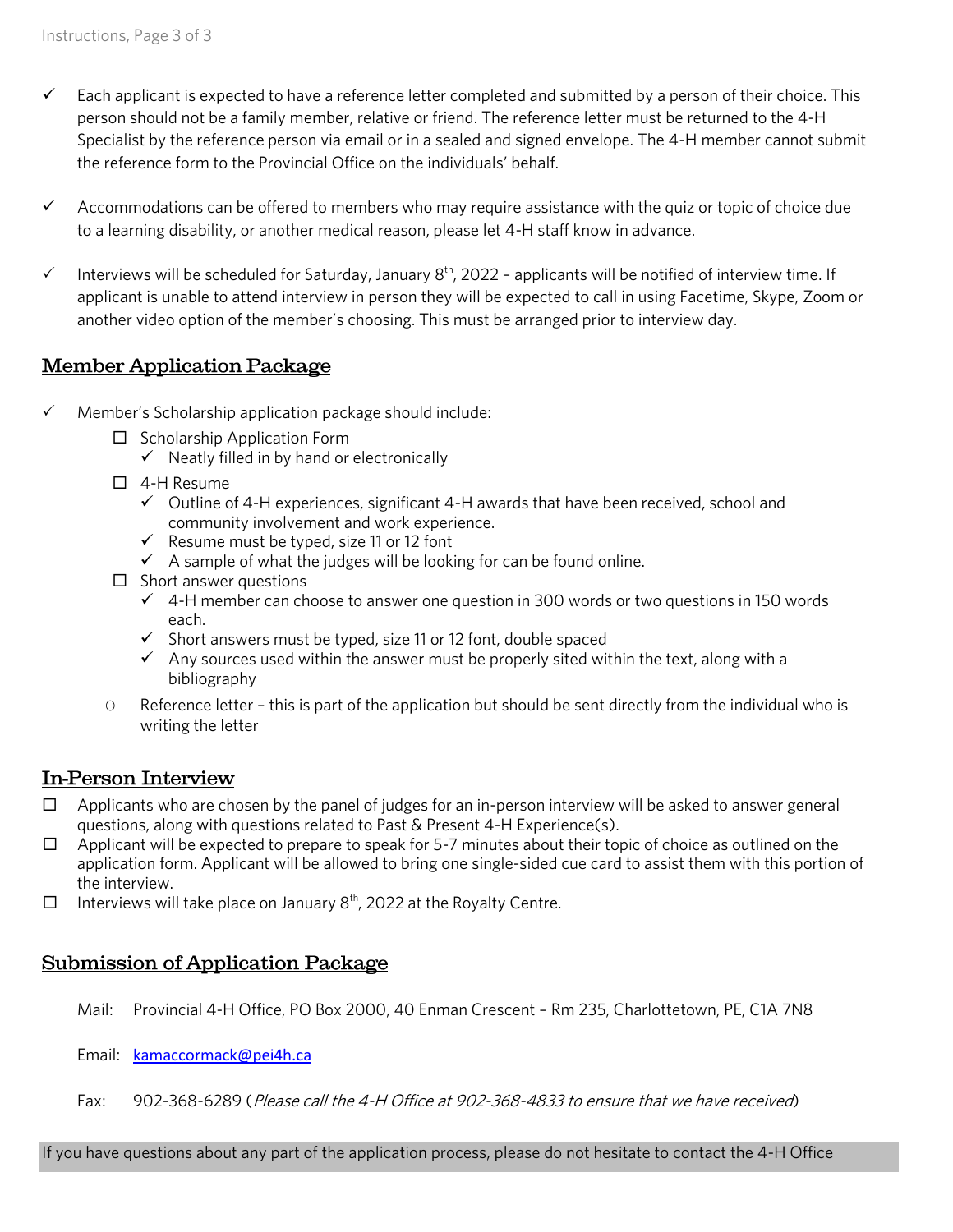- ✓ Each applicant is expected to have a reference letter completed and submitted by a person of their choice. This person should not be a family member, relative or friend. The reference letter must be returned to the 4-H Specialist by the reference person via email or in a sealed and signed envelope. The 4-H member cannot submit the reference form to the Provincial Office on the individuals' behalf.

- ✓ Accommodations can be offered to members who may require assistance with the quiz or topic of choice due to a learning disability, or another medical reason, please let 4-H staff know in advance.

- ✓ Interviews will be scheduled for Saturday, January 8th, 2022 – applicants will be notified of interview time. If applicant is unable to attend interview in person they will be expected to call in using Facetime, Skype, Zoom or another video option of the member's choosing. This must be arranged prior to interview day.

## Member Application Package

- ✓ Member's Scholarship application package should include:
  - ☐ Scholarship Application Form
    - ✓ Neatly filled in by hand or electronically
  - ☐ 4-H Resume
    - ✓ Outline of 4-H experiences, significant 4-H awards that have been received, school and community involvement and work experience.
    - ✓ Resume must be typed, size 11 or 12 font
    - ✓ A sample of what the judges will be looking for can be found online.
  - ☐ Short answer questions
    - ✓ 4-H member can choose to answer one question in 300 words or two questions in 150 words each.
    - ✓ Short answers must be typed, size 11 or 12 font, double spaced
    - ✓ Any sources used within the answer must be properly sited within the text, along with a bibliography
  - o Reference letter – this is part of the application but should be sent directly from the individual who is writing the letter

## In-Person Interview

- ☐ Applicants who are chosen by the panel of judges for an in-person interview will be asked to answer general questions, along with questions related to Past & Present 4-H Experience(s).
- ☐ Applicant will be expected to prepare to speak for 5-7 minutes about their topic of choice as outlined on the application form. Applicant will be allowed to bring one single-sided cue card to assist them with this portion of the interview.
- ☐ Interviews will take place on January 8th, 2022 at the Royalty Centre.

## Submission of Application Package

Mail: Provincial 4-H Office, PO Box 2000, 40 Enman Crescent – Rm 235, Charlottetown, PE, C1A 7N8

Email: kamaccormack@pei4h.ca

Fax: 902-368-6289 (*Please call the 4-H Office at 902-368-4833 to ensure that we have received*)

If you have questions about any part of the application process, please do not hesitate to contact the 4-H Office